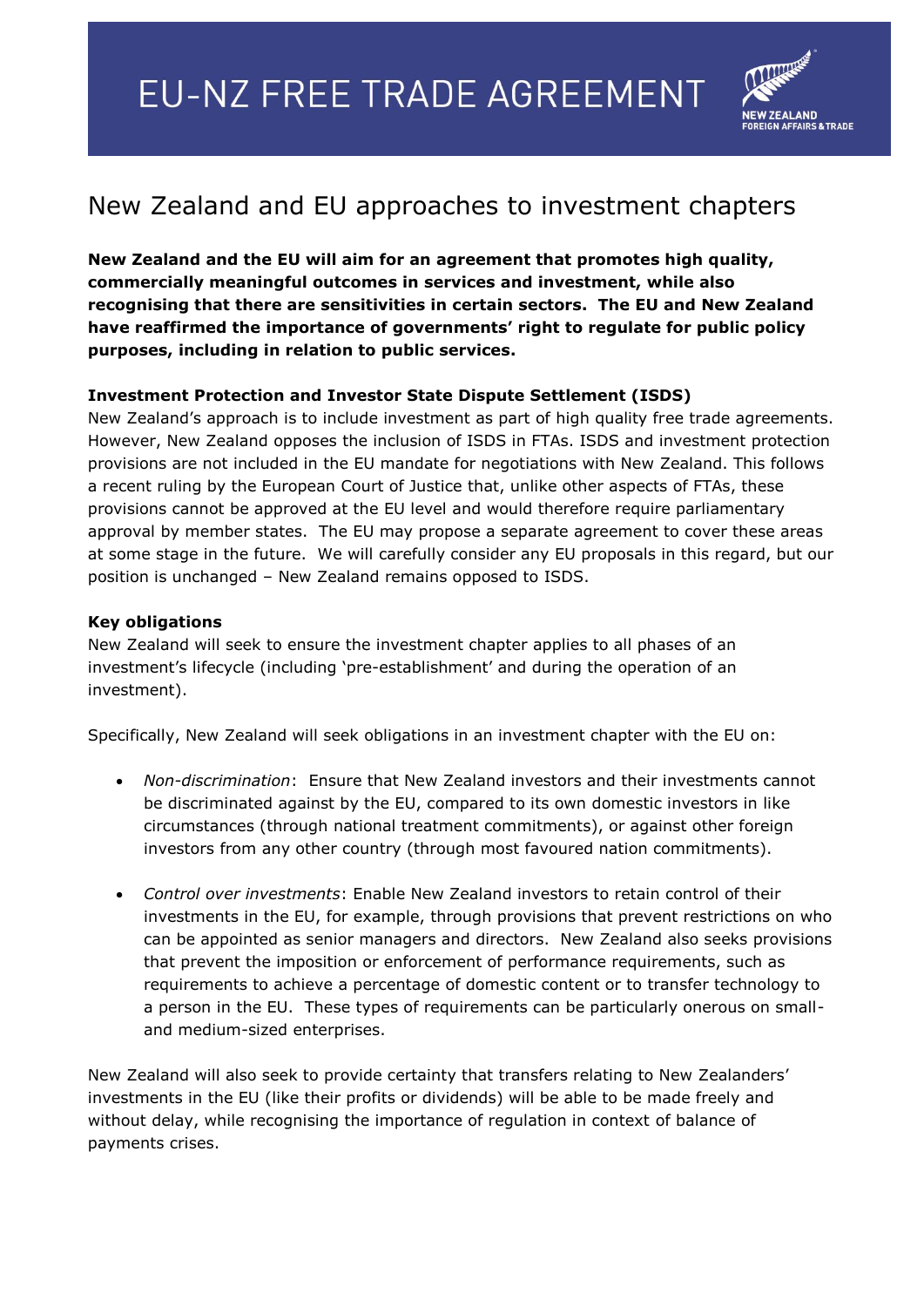# EU-NZ FREE TRADE AGREEMENT

NEW ZEALAND
FOREIGN AFFAIRS & TRADE

## New Zealand and EU approaches to investment chapters

**New Zealand and the EU will aim for an agreement that promotes high quality, commercially meaningful outcomes in services and investment, while also recognising that there are sensitivities in certain sectors. The EU and New Zealand have reaffirmed the importance of governments' right to regulate for public policy purposes, including in relation to public services.**

### Investment Protection and Investor State Dispute Settlement (ISDS)

New Zealand's approach is to include investment as part of high quality free trade agreements. However, New Zealand opposes the inclusion of ISDS in FTAs. ISDS and investment protection provisions are not included in the EU mandate for negotiations with New Zealand. This follows a recent ruling by the European Court of Justice that, unlike other aspects of FTAs, these provisions cannot be approved at the EU level and would therefore require parliamentary approval by member states. The EU may propose a separate agreement to cover these areas at some stage in the future. We will carefully consider any EU proposals in this regard, but our position is unchanged – New Zealand remains opposed to ISDS.

### Key obligations

New Zealand will seek to ensure the investment chapter applies to all phases of an investment's lifecycle (including 'pre-establishment' and during the operation of an investment).

Specifically, New Zealand will seek obligations in an investment chapter with the EU on:

- *Non-discrimination*: Ensure that New Zealand investors and their investments cannot be discriminated against by the EU, compared to its own domestic investors in like circumstances (through national treatment commitments), or against other foreign investors from any other country (through most favoured nation commitments).

- *Control over investments*: Enable New Zealand investors to retain control of their investments in the EU, for example, through provisions that prevent restrictions on who can be appointed as senior managers and directors. New Zealand also seeks provisions that prevent the imposition or enforcement of performance requirements, such as requirements to achieve a percentage of domestic content or to transfer technology to a person in the EU. These types of requirements can be particularly onerous on small- and medium-sized enterprises.

New Zealand will also seek to provide certainty that transfers relating to New Zealanders' investments in the EU (like their profits or dividends) will be able to be made freely and without delay, while recognising the importance of regulation in context of balance of payments crises.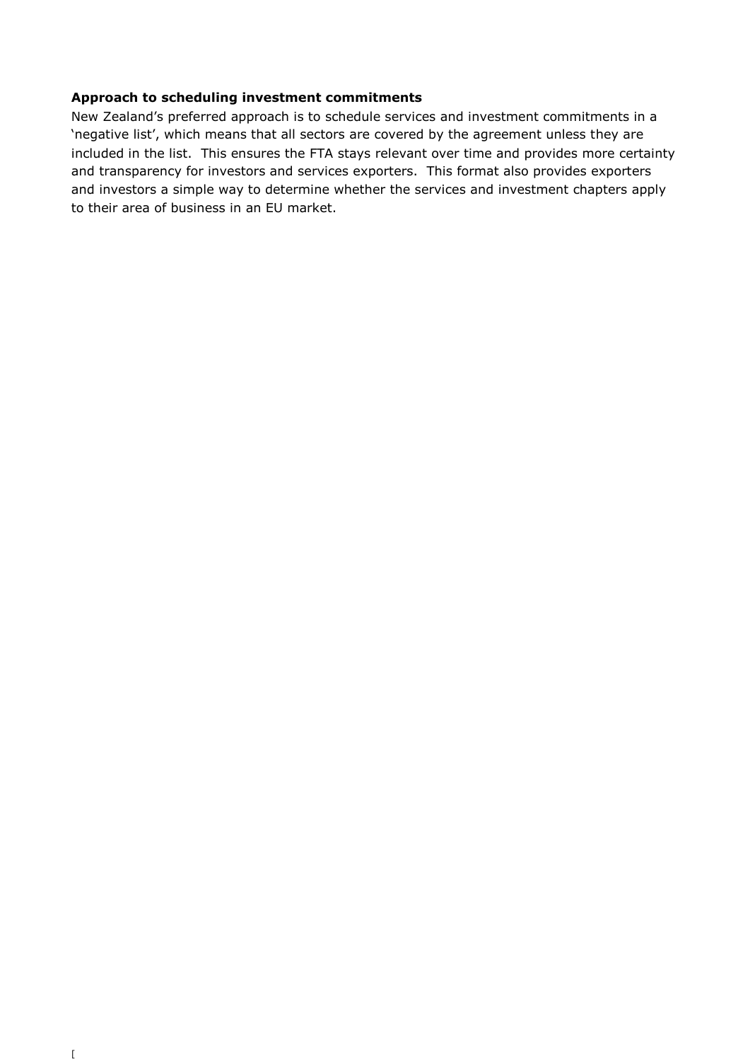**Approach to scheduling investment commitments**

New Zealand's preferred approach is to schedule services and investment commitments in a 'negative list', which means that all sectors are covered by the agreement unless they are included in the list. This ensures the FTA stays relevant over time and provides more certainty and transparency for investors and services exporters. This format also provides exporters and investors a simple way to determine whether the services and investment chapters apply to their area of business in an EU market.